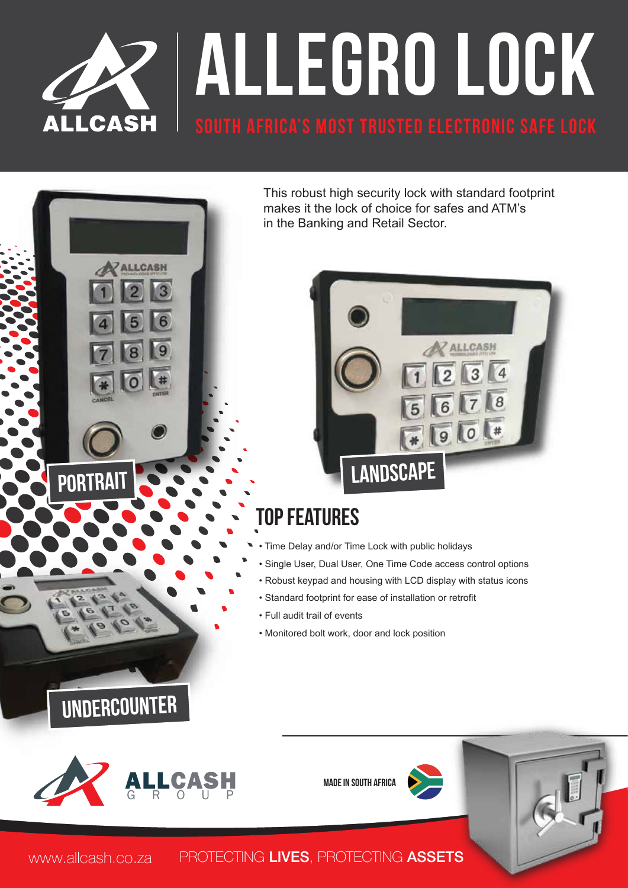# ALLEGRO LOCK

## SOUTH AFRICA'S MOST TRUSTED ELECTRONIC SAFE LOCK

This robust high security lock with standard footprint makes it the lock of choice for safes and ATM's in the Banking and Retail Sector.

PORTRAIT

LANDSCAPE

UNDERCOUNTER

## TOP FEATURES

- Time Delay and/or Time Lock with public holidays
- Single User, Dual User, One Time Code access control options
- Robust keypad and housing with LCD display with status icons
- Standard footprint for ease of installation or retrofit
- Full audit trail of events
- Monitored bolt work, door and lock position

ALLCASH GROUP

MADE IN SOUTH AFRICA

www.allcash.co.za PROTECTING **LIVES**, PROTECTING **ASSETS**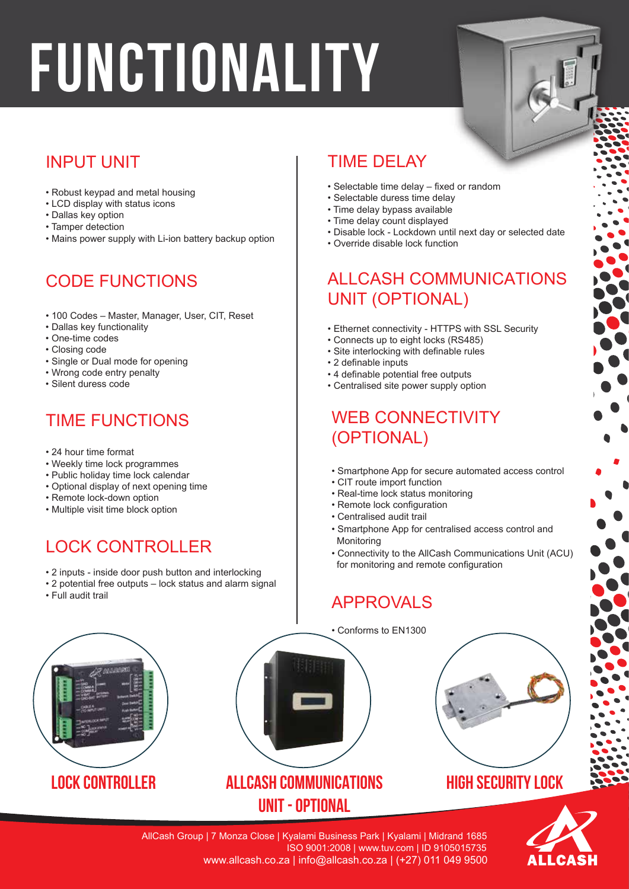# FUNCTIONALITY

## INPUT UNIT

- Robust keypad and metal housing
- LCD display with status icons
- Dallas key option
- Tamper detection
- Mains power supply with Li-ion battery backup option

## CODE FUNCTIONS

- 100 Codes – Master, Manager, User, CIT, Reset
- Dallas key functionality
- One-time codes
- Closing code
- Single or Dual mode for opening
- Wrong code entry penalty
- Silent duress code

## TIME FUNCTIONS

- 24 hour time format
- Weekly time lock programmes
- Public holiday time lock calendar
- Optional display of next opening time
- Remote lock-down option
- Multiple visit time block option

## LOCK CONTROLLER

- 2 inputs - inside door push button and interlocking
- 2 potential free outputs – lock status and alarm signal
- Full audit trail

## TIME DELAY

- Selectable time delay – fixed or random
- Selectable duress time delay
- Time delay bypass available
- Time delay count displayed
- Disable lock - Lockdown until next day or selected date
- Override disable lock function

## ALLCASH COMMUNICATIONS UNIT (OPTIONAL)

- Ethernet connectivity - HTTPS with SSL Security
- Connects up to eight locks (RS485)
- Site interlocking with definable rules
- 2 definable inputs
- 4 definable potential free outputs
- Centralised site power supply option

## WEB CONNECTIVITY (OPTIONAL)

- Smartphone App for secure automated access control
- CIT route import function
- Real-time lock status monitoring
- Remote lock configuration
- Centralised audit trail
- Smartphone App for centralised access control and Monitoring
- Connectivity to the AllCash Communications Unit (ACU) for monitoring and remote configuration

## APPROVALS

- Conforms to EN1300

**LOCK CONTROLLER**

**ALLCASH COMMUNICATIONS UNIT - OPTIONAL**

**HIGH SECURITY LOCK**

AllCash Group | 7 Monza Close | Kyalami Business Park | Kyalami | Midrand 1685
ISO 9001:2008 | www.tuv.com | ID 9105015735
www.allcash.co.za | info@allcash.co.za | (+27) 011 049 9500